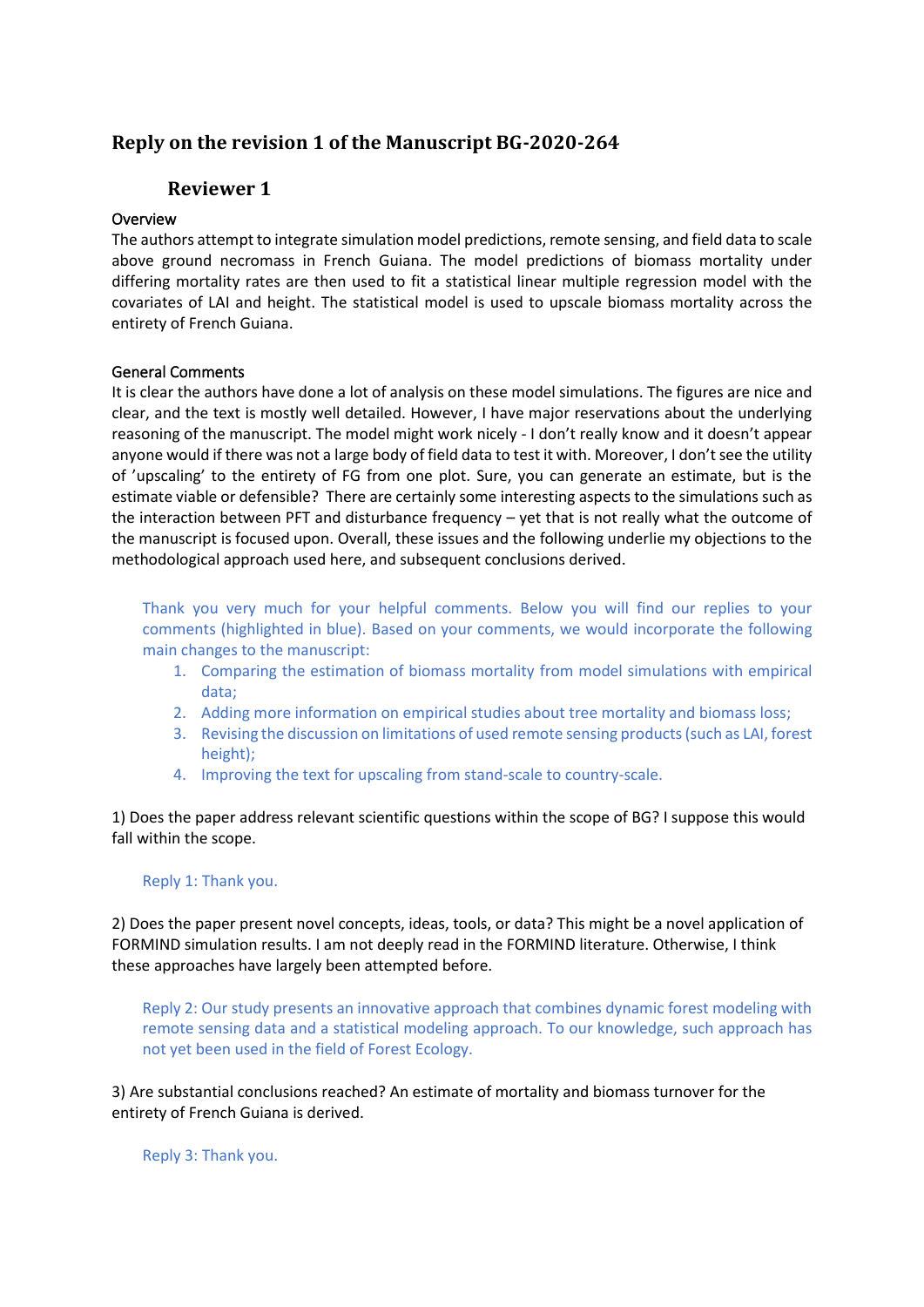# Reply on the revision 1 of the Manuscript BG-2020-264

## Reviewer 1

### Overview

The authors attempt to integrate simulation model predictions, remote sensing, and field data to scale above ground necromass in French Guiana. The model predictions of biomass mortality under differing mortality rates are then used to fit a statistical linear multiple regression model with the covariates of LAI and height. The statistical model is used to upscale biomass mortality across the entirety of French Guiana.

### General Comments

It is clear the authors have done a lot of analysis on these model simulations. The figures are nice and clear, and the text is mostly well detailed. However, I have major reservations about the underlying reasoning of the manuscript. The model might work nicely - I don't really know and it doesn't appear anyone would if there was not a large body of field data to test it with. Moreover, I don't see the utility of 'upscaling' to the entirety of FG from one plot. Sure, you can generate an estimate, but is the estimate viable or defensible? There are certainly some interesting aspects to the simulations such as the interaction between PFT and disturbance frequency – yet that is not really what the outcome of the manuscript is focused upon. Overall, these issues and the following underlie my objections to the methodological approach used here, and subsequent conclusions derived.

> Thank you very much for your helpful comments. Below you will find our replies to your comments (highlighted in blue). Based on your comments, we would incorporate the following main changes to the manuscript:
>
> 1. Comparing the estimation of biomass mortality from model simulations with empirical data;
> 2. Adding more information on empirical studies about tree mortality and biomass loss;
> 3. Revising the discussion on limitations of used remote sensing products (such as LAI, forest height);
> 4. Improving the text for upscaling from stand-scale to country-scale.

1) Does the paper address relevant scientific questions within the scope of BG? I suppose this would fall within the scope.

> Reply 1: Thank you.

2) Does the paper present novel concepts, ideas, tools, or data? This might be a novel application of FORMIND simulation results. I am not deeply read in the FORMIND literature. Otherwise, I think these approaches have largely been attempted before.

> Reply 2: Our study presents an innovative approach that combines dynamic forest modeling with remote sensing data and a statistical modeling approach. To our knowledge, such approach has not yet been used in the field of Forest Ecology.

3) Are substantial conclusions reached? An estimate of mortality and biomass turnover for the entirety of French Guiana is derived.

> Reply 3: Thank you.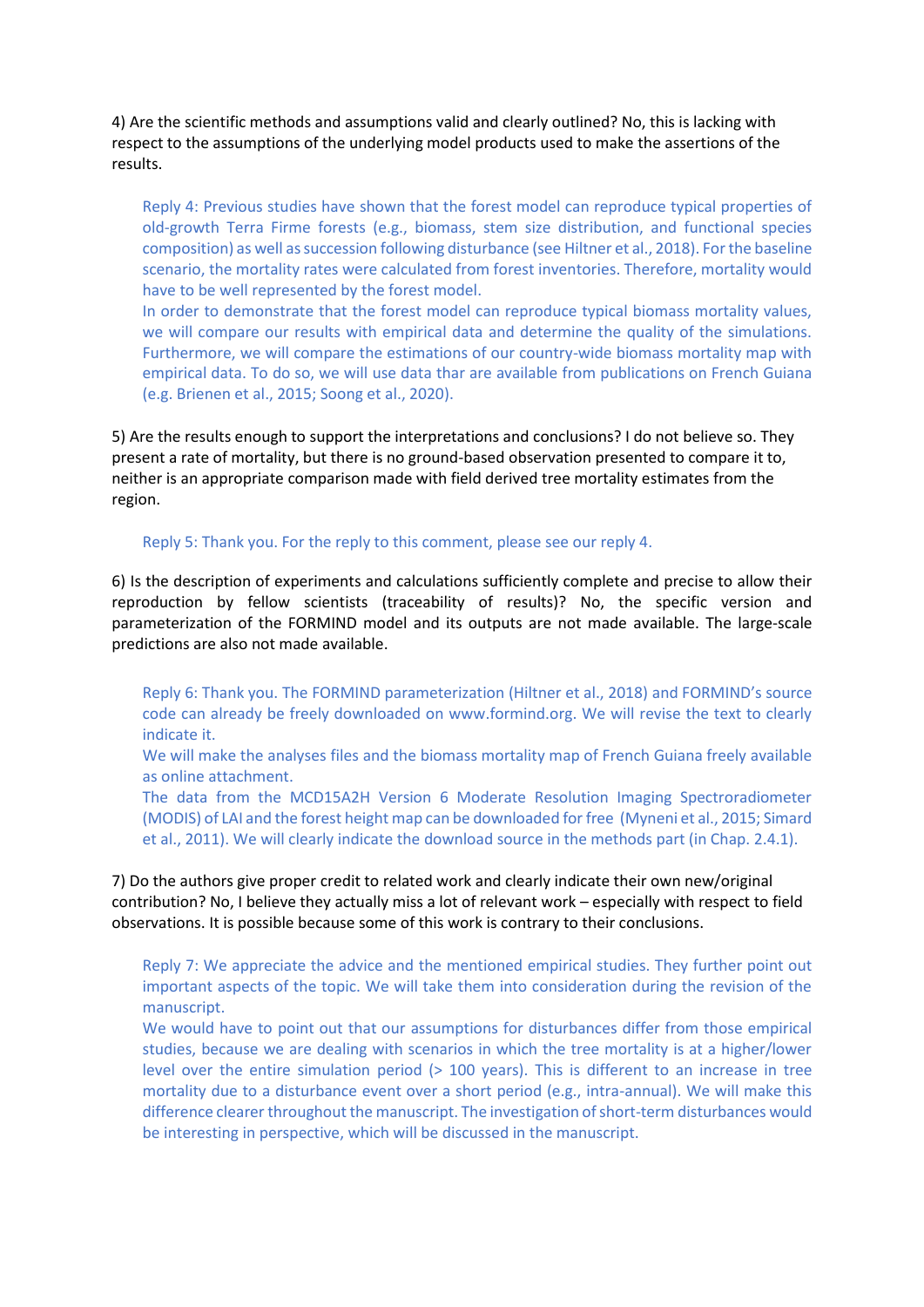4) Are the scientific methods and assumptions valid and clearly outlined? No, this is lacking with respect to the assumptions of the underlying model products used to make the assertions of the results.

> Reply 4: Previous studies have shown that the forest model can reproduce typical properties of old-growth Terra Firme forests (e.g., biomass, stem size distribution, and functional species composition) as well as succession following disturbance (see Hiltner et al., 2018). For the baseline scenario, the mortality rates were calculated from forest inventories. Therefore, mortality would have to be well represented by the forest model.
> In order to demonstrate that the forest model can reproduce typical biomass mortality values, we will compare our results with empirical data and determine the quality of the simulations. Furthermore, we will compare the estimations of our country-wide biomass mortality map with empirical data. To do so, we will use data thar are available from publications on French Guiana (e.g. Brienen et al., 2015; Soong et al., 2020).

5) Are the results enough to support the interpretations and conclusions? I do not believe so. They present a rate of mortality, but there is no ground-based observation presented to compare it to, neither is an appropriate comparison made with field derived tree mortality estimates from the region.

> Reply 5: Thank you. For the reply to this comment, please see our reply 4.

6) Is the description of experiments and calculations sufficiently complete and precise to allow their reproduction by fellow scientists (traceability of results)? No, the specific version and parameterization of the FORMIND model and its outputs are not made available. The large-scale predictions are also not made available.

> Reply 6: Thank you. The FORMIND parameterization (Hiltner et al., 2018) and FORMIND's source code can already be freely downloaded on www.formind.org. We will revise the text to clearly indicate it.
> We will make the analyses files and the biomass mortality map of French Guiana freely available as online attachment.
> The data from the MCD15A2H Version 6 Moderate Resolution Imaging Spectroradiometer (MODIS) of LAI and the forest height map can be downloaded for free (Myneni et al., 2015; Simard et al., 2011). We will clearly indicate the download source in the methods part (in Chap. 2.4.1).

7) Do the authors give proper credit to related work and clearly indicate their own new/original contribution? No, I believe they actually miss a lot of relevant work – especially with respect to field observations. It is possible because some of this work is contrary to their conclusions.

> Reply 7: We appreciate the advice and the mentioned empirical studies. They further point out important aspects of the topic. We will take them into consideration during the revision of the manuscript.
> We would have to point out that our assumptions for disturbances differ from those empirical studies, because we are dealing with scenarios in which the tree mortality is at a higher/lower level over the entire simulation period (> 100 years). This is different to an increase in tree mortality due to a disturbance event over a short period (e.g., intra-annual). We will make this difference clearer throughout the manuscript. The investigation of short-term disturbances would be interesting in perspective, which will be discussed in the manuscript.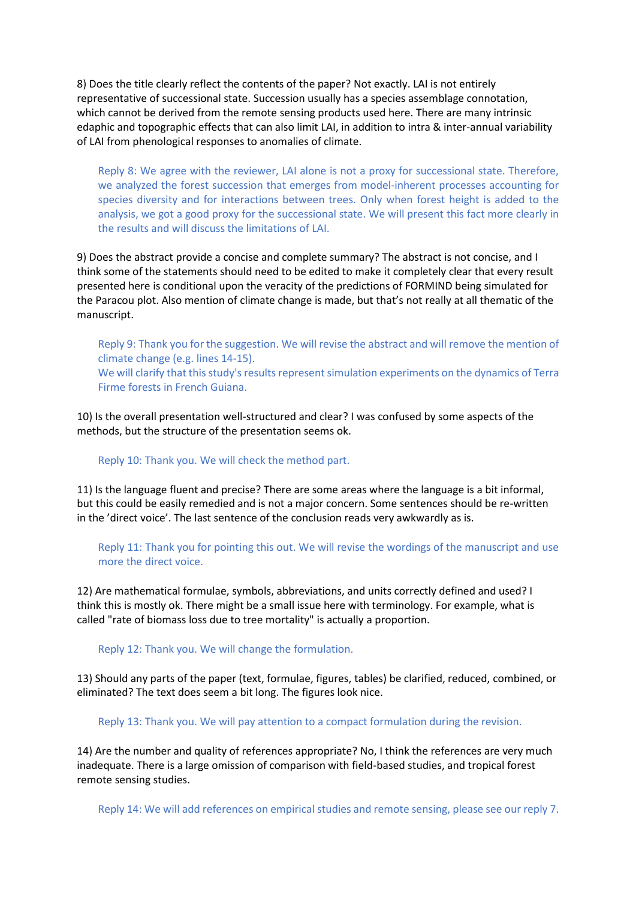8) Does the title clearly reflect the contents of the paper? Not exactly. LAI is not entirely representative of successional state. Succession usually has a species assemblage connotation, which cannot be derived from the remote sensing products used here. There are many intrinsic edaphic and topographic effects that can also limit LAI, in addition to intra & inter-annual variability of LAI from phenological responses to anomalies of climate.

> Reply 8: We agree with the reviewer, LAI alone is not a proxy for successional state. Therefore, we analyzed the forest succession that emerges from model-inherent processes accounting for species diversity and for interactions between trees. Only when forest height is added to the analysis, we got a good proxy for the successional state. We will present this fact more clearly in the results and will discuss the limitations of LAI.

9) Does the abstract provide a concise and complete summary? The abstract is not concise, and I think some of the statements should need to be edited to make it completely clear that every result presented here is conditional upon the veracity of the predictions of FORMIND being simulated for the Paracou plot. Also mention of climate change is made, but that's not really at all thematic of the manuscript.

> Reply 9: Thank you for the suggestion. We will revise the abstract and will remove the mention of climate change (e.g. lines 14-15).
> We will clarify that this study's results represent simulation experiments on the dynamics of Terra Firme forests in French Guiana.

10) Is the overall presentation well-structured and clear? I was confused by some aspects of the methods, but the structure of the presentation seems ok.

> Reply 10: Thank you. We will check the method part.

11) Is the language fluent and precise? There are some areas where the language is a bit informal, but this could be easily remedied and is not a major concern. Some sentences should be re-written in the 'direct voice'. The last sentence of the conclusion reads very awkwardly as is.

> Reply 11: Thank you for pointing this out. We will revise the wordings of the manuscript and use more the direct voice.

12) Are mathematical formulae, symbols, abbreviations, and units correctly defined and used? I think this is mostly ok. There might be a small issue here with terminology. For example, what is called "rate of biomass loss due to tree mortality" is actually a proportion.

> Reply 12: Thank you. We will change the formulation.

13) Should any parts of the paper (text, formulae, figures, tables) be clarified, reduced, combined, or eliminated? The text does seem a bit long. The figures look nice.

> Reply 13: Thank you. We will pay attention to a compact formulation during the revision.

14) Are the number and quality of references appropriate? No, I think the references are very much inadequate. There is a large omission of comparison with field-based studies, and tropical forest remote sensing studies.

> Reply 14: We will add references on empirical studies and remote sensing, please see our reply 7.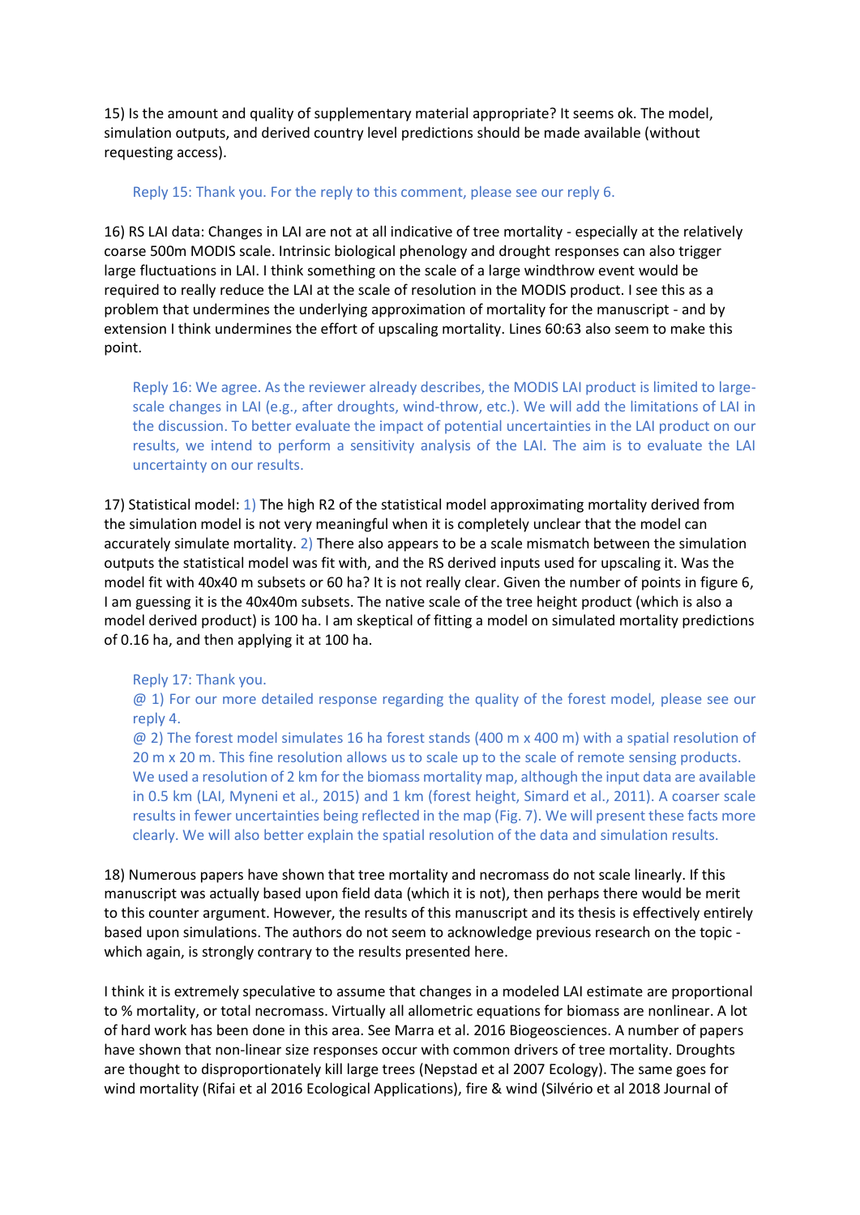15) Is the amount and quality of supplementary material appropriate? It seems ok. The model, simulation outputs, and derived country level predictions should be made available (without requesting access).

Reply 15: Thank you. For the reply to this comment, please see our reply 6.

16) RS LAI data: Changes in LAI are not at all indicative of tree mortality - especially at the relatively coarse 500m MODIS scale. Intrinsic biological phenology and drought responses can also trigger large fluctuations in LAI. I think something on the scale of a large windthrow event would be required to really reduce the LAI at the scale of resolution in the MODIS product. I see this as a problem that undermines the underlying approximation of mortality for the manuscript - and by extension I think undermines the effort of upscaling mortality. Lines 60:63 also seem to make this point.

Reply 16: We agree. As the reviewer already describes, the MODIS LAI product is limited to large-scale changes in LAI (e.g., after droughts, wind-throw, etc.). We will add the limitations of LAI in the discussion. To better evaluate the impact of potential uncertainties in the LAI product on our results, we intend to perform a sensitivity analysis of the LAI. The aim is to evaluate the LAI uncertainty on our results.

17) Statistical model: 1) The high R2 of the statistical model approximating mortality derived from the simulation model is not very meaningful when it is completely unclear that the model can accurately simulate mortality. 2) There also appears to be a scale mismatch between the simulation outputs the statistical model was fit with, and the RS derived inputs used for upscaling it. Was the model fit with 40x40 m subsets or 60 ha? It is not really clear. Given the number of points in figure 6, I am guessing it is the 40x40m subsets. The native scale of the tree height product (which is also a model derived product) is 100 ha. I am skeptical of fitting a model on simulated mortality predictions of 0.16 ha, and then applying it at 100 ha.

Reply 17: Thank you.
@ 1) For our more detailed response regarding the quality of the forest model, please see our reply 4.
@ 2) The forest model simulates 16 ha forest stands (400 m x 400 m) with a spatial resolution of 20 m x 20 m. This fine resolution allows us to scale up to the scale of remote sensing products. We used a resolution of 2 km for the biomass mortality map, although the input data are available in 0.5 km (LAI, Myneni et al., 2015) and 1 km (forest height, Simard et al., 2011). A coarser scale results in fewer uncertainties being reflected in the map (Fig. 7). We will present these facts more clearly. We will also better explain the spatial resolution of the data and simulation results.

18) Numerous papers have shown that tree mortality and necromass do not scale linearly. If this manuscript was actually based upon field data (which it is not), then perhaps there would be merit to this counter argument. However, the results of this manuscript and its thesis is effectively entirely based upon simulations. The authors do not seem to acknowledge previous research on the topic - which again, is strongly contrary to the results presented here.

I think it is extremely speculative to assume that changes in a modeled LAI estimate are proportional to % mortality, or total necromass. Virtually all allometric equations for biomass are nonlinear. A lot of hard work has been done in this area. See Marra et al. 2016 Biogeosciences. A number of papers have shown that non-linear size responses occur with common drivers of tree mortality. Droughts are thought to disproportionately kill large trees (Nepstad et al 2007 Ecology). The same goes for wind mortality (Rifai et al 2016 Ecological Applications), fire & wind (Silvério et al 2018 Journal of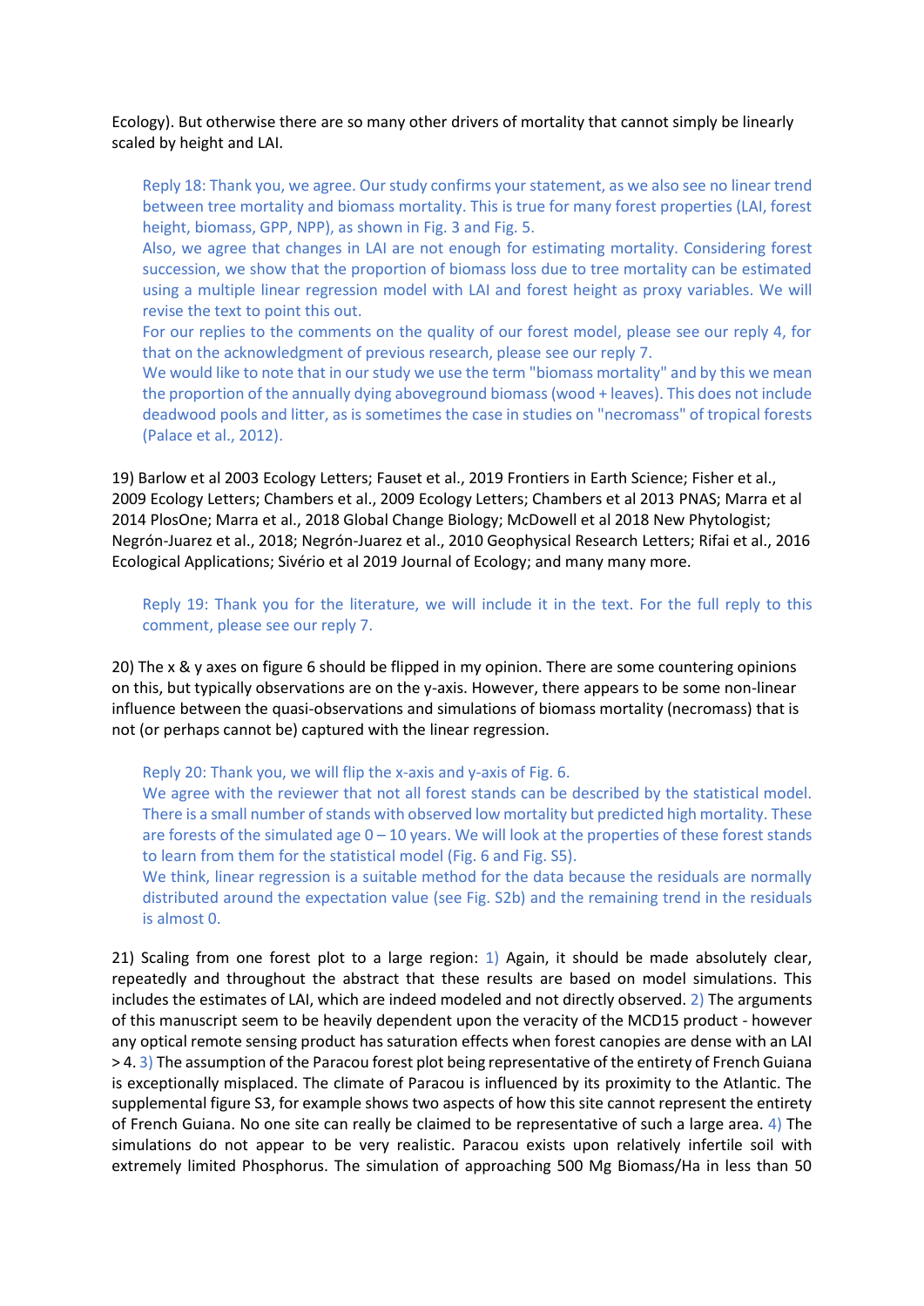Ecology). But otherwise there are so many other drivers of mortality that cannot simply be linearly scaled by height and LAI.

> Reply 18: Thank you, we agree. Our study confirms your statement, as we also see no linear trend between tree mortality and biomass mortality. This is true for many forest properties (LAI, forest height, biomass, GPP, NPP), as shown in Fig. 3 and Fig. 5.
> Also, we agree that changes in LAI are not enough for estimating mortality. Considering forest succession, we show that the proportion of biomass loss due to tree mortality can be estimated using a multiple linear regression model with LAI and forest height as proxy variables. We will revise the text to point this out.
> For our replies to the comments on the quality of our forest model, please see our reply 4, for that on the acknowledgment of previous research, please see our reply 7.
> We would like to note that in our study we use the term "biomass mortality" and by this we mean the proportion of the annually dying aboveground biomass (wood + leaves). This does not include deadwood pools and litter, as is sometimes the case in studies on "necromass" of tropical forests (Palace et al., 2012).

19) Barlow et al 2003 Ecology Letters; Fauset et al., 2019 Frontiers in Earth Science; Fisher et al., 2009 Ecology Letters; Chambers et al., 2009 Ecology Letters; Chambers et al 2013 PNAS; Marra et al 2014 PlosOne; Marra et al., 2018 Global Change Biology; McDowell et al 2018 New Phytologist; Negrón-Juarez et al., 2018; Negrón-Juarez et al., 2010 Geophysical Research Letters; Rifai et al., 2016 Ecological Applications; Sivério et al 2019 Journal of Ecology; and many many more.

> Reply 19: Thank you for the literature, we will include it in the text. For the full reply to this comment, please see our reply 7.

20) The x & y axes on figure 6 should be flipped in my opinion. There are some countering opinions on this, but typically observations are on the y-axis. However, there appears to be some non-linear influence between the quasi-observations and simulations of biomass mortality (necromass) that is not (or perhaps cannot be) captured with the linear regression.

> Reply 20: Thank you, we will flip the x-axis and y-axis of Fig. 6.
> We agree with the reviewer that not all forest stands can be described by the statistical model. There is a small number of stands with observed low mortality but predicted high mortality. These are forests of the simulated age 0 – 10 years. We will look at the properties of these forest stands to learn from them for the statistical model (Fig. 6 and Fig. S5).
> We think, linear regression is a suitable method for the data because the residuals are normally distributed around the expectation value (see Fig. S2b) and the remaining trend in the residuals is almost 0.

21) Scaling from one forest plot to a large region: 1) Again, it should be made absolutely clear, repeatedly and throughout the abstract that these results are based on model simulations. This includes the estimates of LAI, which are indeed modeled and not directly observed. 2) The arguments of this manuscript seem to be heavily dependent upon the veracity of the MCD15 product - however any optical remote sensing product has saturation effects when forest canopies are dense with an LAI > 4. 3) The assumption of the Paracou forest plot being representative of the entirety of French Guiana is exceptionally misplaced. The climate of Paracou is influenced by its proximity to the Atlantic. The supplemental figure S3, for example shows two aspects of how this site cannot represent the entirety of French Guiana. No one site can really be claimed to be representative of such a large area. 4) The simulations do not appear to be very realistic. Paracou exists upon relatively infertile soil with extremely limited Phosphorus. The simulation of approaching 500 Mg Biomass/Ha in less than 50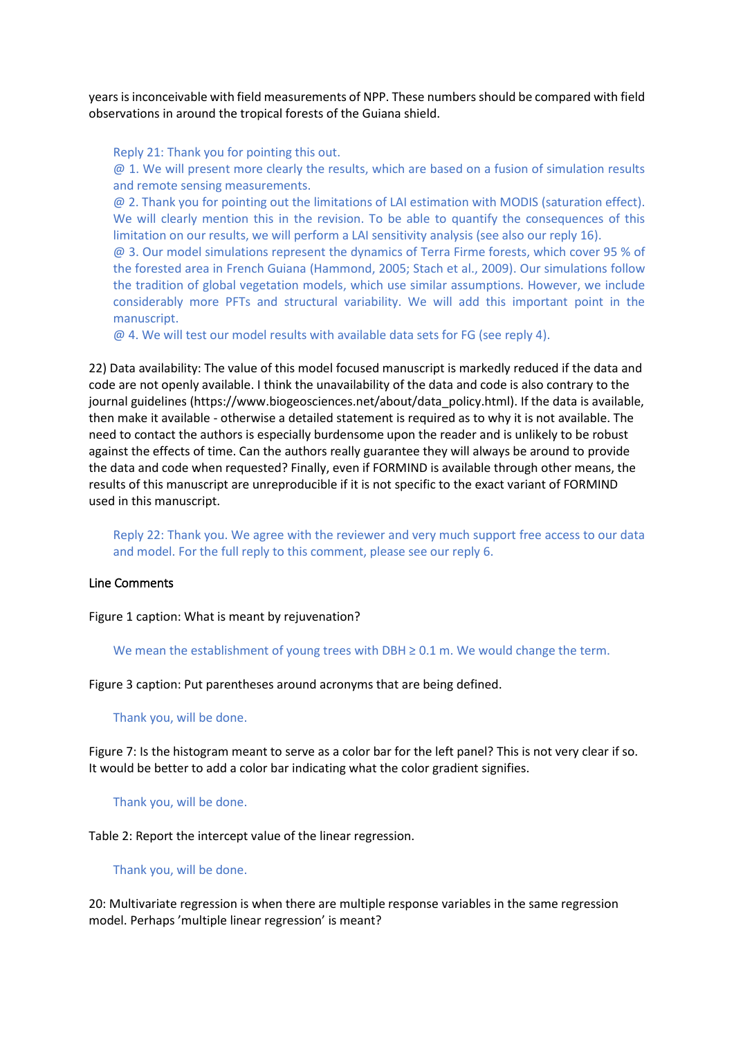years is inconceivable with field measurements of NPP. These numbers should be compared with field observations in around the tropical forests of the Guiana shield.

> Reply 21: Thank you for pointing this out.
> @ 1. We will present more clearly the results, which are based on a fusion of simulation results and remote sensing measurements.
> @ 2. Thank you for pointing out the limitations of LAI estimation with MODIS (saturation effect). We will clearly mention this in the revision. To be able to quantify the consequences of this limitation on our results, we will perform a LAI sensitivity analysis (see also our reply 16).
> @ 3. Our model simulations represent the dynamics of Terra Firme forests, which cover 95 % of the forested area in French Guiana (Hammond, 2005; Stach et al., 2009). Our simulations follow the tradition of global vegetation models, which use similar assumptions. However, we include considerably more PFTs and structural variability. We will add this important point in the manuscript.
> @ 4. We will test our model results with available data sets for FG (see reply 4).

22) Data availability: The value of this model focused manuscript is markedly reduced if the data and code are not openly available. I think the unavailability of the data and code is also contrary to the journal guidelines (https://www.biogeosciences.net/about/data_policy.html). If the data is available, then make it available - otherwise a detailed statement is required as to why it is not available. The need to contact the authors is especially burdensome upon the reader and is unlikely to be robust against the effects of time. Can the authors really guarantee they will always be around to provide the data and code when requested? Finally, even if FORMIND is available through other means, the results of this manuscript are unreproducible if it is not specific to the exact variant of FORMIND used in this manuscript.

> Reply 22: Thank you. We agree with the reviewer and very much support free access to our data and model. For the full reply to this comment, please see our reply 6.

Line Comments

Figure 1 caption: What is meant by rejuvenation?

> We mean the establishment of young trees with DBH ≥ 0.1 m. We would change the term.

Figure 3 caption: Put parentheses around acronyms that are being defined.

> Thank you, will be done.

Figure 7: Is the histogram meant to serve as a color bar for the left panel? This is not very clear if so. It would be better to add a color bar indicating what the color gradient signifies.

> Thank you, will be done.

Table 2: Report the intercept value of the linear regression.

> Thank you, will be done.

20: Multivariate regression is when there are multiple response variables in the same regression model. Perhaps 'multiple linear regression' is meant?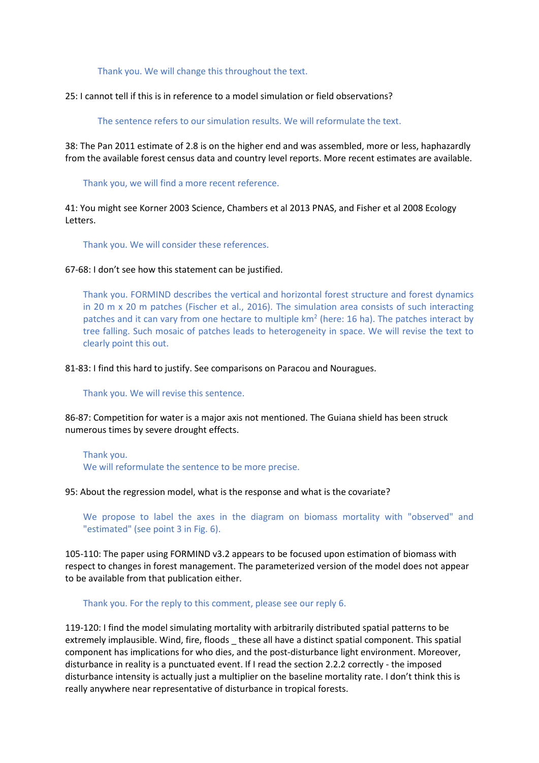Thank you. We will change this throughout the text.

25: I cannot tell if this is in reference to a model simulation or field observations?

The sentence refers to our simulation results. We will reformulate the text.

38: The Pan 2011 estimate of 2.8 is on the higher end and was assembled, more or less, haphazardly from the available forest census data and country level reports. More recent estimates are available.

Thank you, we will find a more recent reference.

41: You might see Korner 2003 Science, Chambers et al 2013 PNAS, and Fisher et al 2008 Ecology Letters.

Thank you. We will consider these references.

67-68: I don't see how this statement can be justified.

Thank you. FORMIND describes the vertical and horizontal forest structure and forest dynamics in 20 m x 20 m patches (Fischer et al., 2016). The simulation area consists of such interacting patches and it can vary from one hectare to multiple km$^2$ (here: 16 ha). The patches interact by tree falling. Such mosaic of patches leads to heterogeneity in space. We will revise the text to clearly point this out.

81-83: I find this hard to justify. See comparisons on Paracou and Nouragues.

Thank you. We will revise this sentence.

86-87: Competition for water is a major axis not mentioned. The Guiana shield has been struck numerous times by severe drought effects.

Thank you.
We will reformulate the sentence to be more precise.

95: About the regression model, what is the response and what is the covariate?

We propose to label the axes in the diagram on biomass mortality with "observed" and "estimated" (see point 3 in Fig. 6).

105-110: The paper using FORMIND v3.2 appears to be focused upon estimation of biomass with respect to changes in forest management. The parameterized version of the model does not appear to be available from that publication either.

Thank you. For the reply to this comment, please see our reply 6.

119-120: I find the model simulating mortality with arbitrarily distributed spatial patterns to be extremely implausible. Wind, fire, floods _ these all have a distinct spatial component. This spatial component has implications for who dies, and the post-disturbance light environment. Moreover, disturbance in reality is a punctuated event. If I read the section 2.2.2 correctly - the imposed disturbance intensity is actually just a multiplier on the baseline mortality rate. I don't think this is really anywhere near representative of disturbance in tropical forests.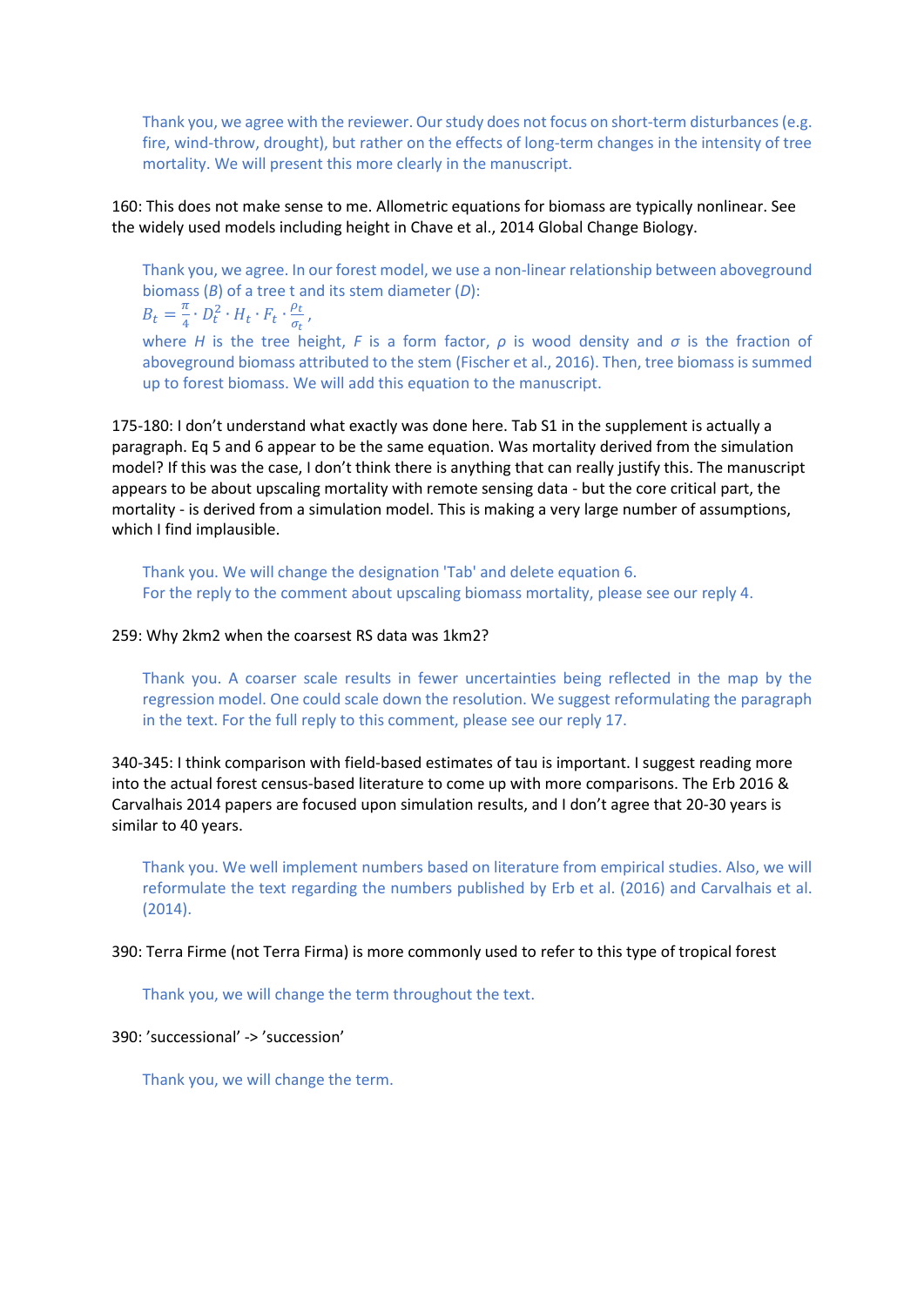Thank you, we agree with the reviewer. Our study does not focus on short-term disturbances (e.g. fire, wind-throw, drought), but rather on the effects of long-term changes in the intensity of tree mortality. We will present this more clearly in the manuscript.

160: This does not make sense to me. Allometric equations for biomass are typically nonlinear. See the widely used models including height in Chave et al., 2014 Global Change Biology.

Thank you, we agree. In our forest model, we use a non-linear relationship between aboveground biomass ($B$) of a tree t and its stem diameter ($D$):

$$B_t = \frac{\pi}{4} \cdot D_t^2 \cdot H_t \cdot F_t \cdot \frac{\rho_t}{\sigma_t},$$

where $H$ is the tree height, $F$ is a form factor, $\rho$ is wood density and $\sigma$ is the fraction of aboveground biomass attributed to the stem (Fischer et al., 2016). Then, tree biomass is summed up to forest biomass. We will add this equation to the manuscript.

175-180: I don't understand what exactly was done here. Tab S1 in the supplement is actually a paragraph. Eq 5 and 6 appear to be the same equation. Was mortality derived from the simulation model? If this was the case, I don't think there is anything that can really justify this. The manuscript appears to be about upscaling mortality with remote sensing data - but the core critical part, the mortality - is derived from a simulation model. This is making a very large number of assumptions, which I find implausible.

Thank you. We will change the designation 'Tab' and delete equation 6.
For the reply to the comment about upscaling biomass mortality, please see our reply 4.

259: Why 2km2 when the coarsest RS data was 1km2?

Thank you. A coarser scale results in fewer uncertainties being reflected in the map by the regression model. One could scale down the resolution. We suggest reformulating the paragraph in the text. For the full reply to this comment, please see our reply 17.

340-345: I think comparison with field-based estimates of tau is important. I suggest reading more into the actual forest census-based literature to come up with more comparisons. The Erb 2016 & Carvalhais 2014 papers are focused upon simulation results, and I don't agree that 20-30 years is similar to 40 years.

Thank you. We well implement numbers based on literature from empirical studies. Also, we will reformulate the text regarding the numbers published by Erb et al. (2016) and Carvalhais et al. (2014).

390: Terra Firme (not Terra Firma) is more commonly used to refer to this type of tropical forest

Thank you, we will change the term throughout the text.

390: 'successional' -> 'succession'

Thank you, we will change the term.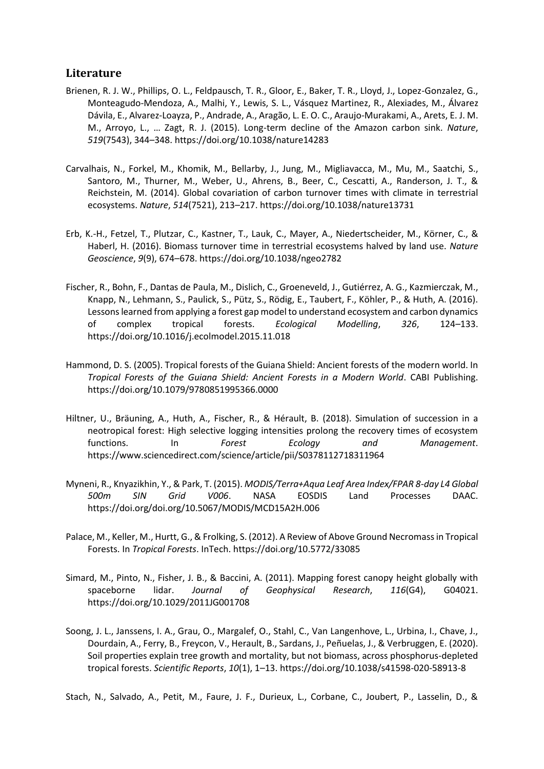## Literature

Brienen, R. J. W., Phillips, O. L., Feldpausch, T. R., Gloor, E., Baker, T. R., Lloyd, J., Lopez-Gonzalez, G., Monteagudo-Mendoza, A., Malhi, Y., Lewis, S. L., Vásquez Martinez, R., Alexiades, M., Álvarez Dávila, E., Alvarez-Loayza, P., Andrade, A., Aragão, L. E. O. C., Araujo-Murakami, A., Arets, E. J. M. M., Arroyo, L., … Zagt, R. J. (2015). Long-term decline of the Amazon carbon sink. *Nature*, *519*(7543), 344–348. https://doi.org/10.1038/nature14283

Carvalhais, N., Forkel, M., Khomik, M., Bellarby, J., Jung, M., Migliavacca, M., Mu, M., Saatchi, S., Santoro, M., Thurner, M., Weber, U., Ahrens, B., Beer, C., Cescatti, A., Randerson, J. T., & Reichstein, M. (2014). Global covariation of carbon turnover times with climate in terrestrial ecosystems. *Nature*, *514*(7521), 213–217. https://doi.org/10.1038/nature13731

Erb, K.-H., Fetzel, T., Plutzar, C., Kastner, T., Lauk, C., Mayer, A., Niedertscheider, M., Körner, C., & Haberl, H. (2016). Biomass turnover time in terrestrial ecosystems halved by land use. *Nature Geoscience*, *9*(9), 674–678. https://doi.org/10.1038/ngeo2782

Fischer, R., Bohn, F., Dantas de Paula, M., Dislich, C., Groeneveld, J., Gutiérrez, A. G., Kazmierczak, M., Knapp, N., Lehmann, S., Paulick, S., Pütz, S., Rödig, E., Taubert, F., Köhler, P., & Huth, A. (2016). Lessons learned from applying a forest gap model to understand ecosystem and carbon dynamics of complex tropical forests. *Ecological Modelling*, *326*, 124–133. https://doi.org/10.1016/j.ecolmodel.2015.11.018

Hammond, D. S. (2005). Tropical forests of the Guiana Shield: Ancient forests of the modern world. In *Tropical Forests of the Guiana Shield: Ancient Forests in a Modern World*. CABI Publishing. https://doi.org/10.1079/9780851995366.0000

Hiltner, U., Bräuning, A., Huth, A., Fischer, R., & Hérault, B. (2018). Simulation of succession in a neotropical forest: High selective logging intensities prolong the recovery times of ecosystem functions. In *Forest Ecology and Management*. https://www.sciencedirect.com/science/article/pii/S0378112718311964

Myneni, R., Knyazikhin, Y., & Park, T. (2015). *MODIS/Terra+Aqua Leaf Area Index/FPAR 8-day L4 Global 500m SIN Grid V006*. NASA EOSDIS Land Processes DAAC. https://doi.org/doi.org/10.5067/MODIS/MCD15A2H.006

Palace, M., Keller, M., Hurtt, G., & Frolking, S. (2012). A Review of Above Ground Necromass in Tropical Forests. In *Tropical Forests*. InTech. https://doi.org/10.5772/33085

Simard, M., Pinto, N., Fisher, J. B., & Baccini, A. (2011). Mapping forest canopy height globally with spaceborne lidar. *Journal of Geophysical Research*, *116*(G4), G04021. https://doi.org/10.1029/2011JG001708

Soong, J. L., Janssens, I. A., Grau, O., Margalef, O., Stahl, C., Van Langenhove, L., Urbina, I., Chave, J., Dourdain, A., Ferry, B., Freycon, V., Herault, B., Sardans, J., Peñuelas, J., & Verbruggen, E. (2020). Soil properties explain tree growth and mortality, but not biomass, across phosphorus-depleted tropical forests. *Scientific Reports*, *10*(1), 1–13. https://doi.org/10.1038/s41598-020-58913-8

Stach, N., Salvado, A., Petit, M., Faure, J. F., Durieux, L., Corbane, C., Joubert, P., Lasselin, D., &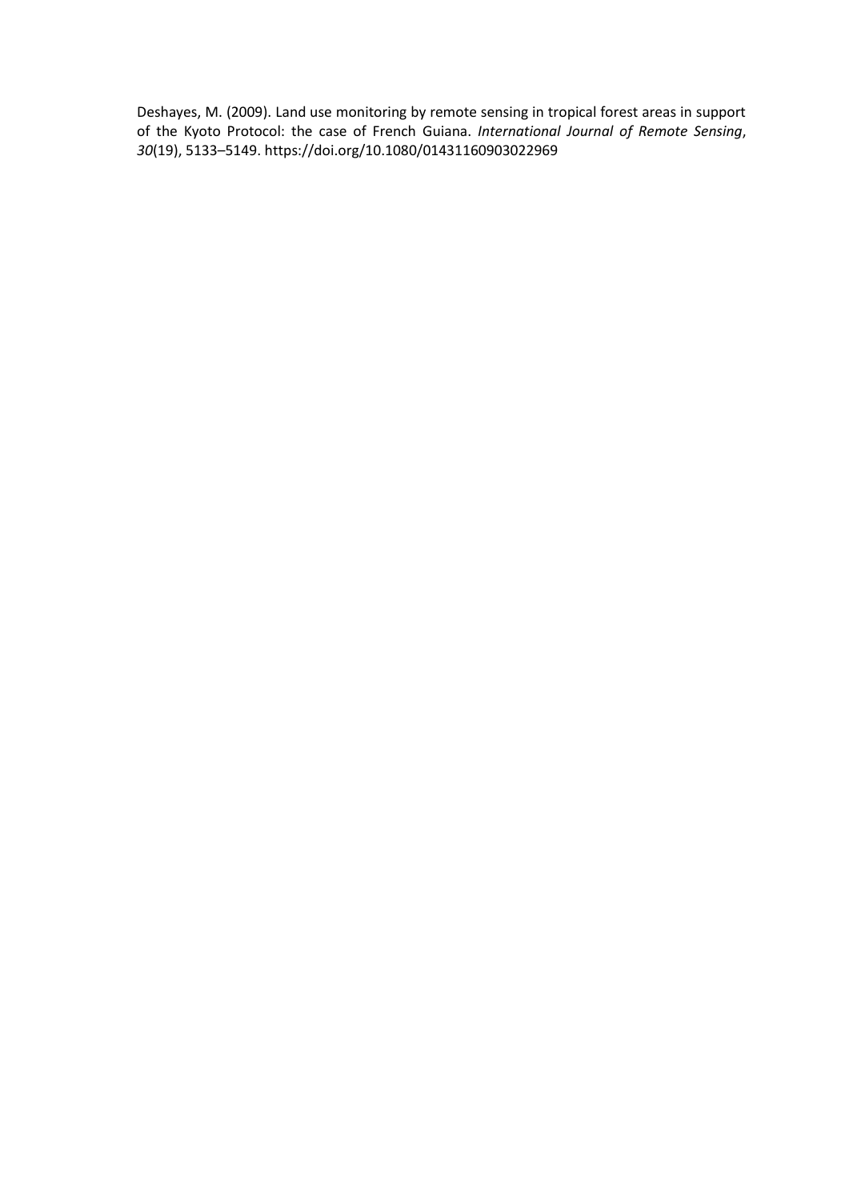Deshayes, M. (2009). Land use monitoring by remote sensing in tropical forest areas in support of the Kyoto Protocol: the case of French Guiana. *International Journal of Remote Sensing*, *30*(19), 5133–5149. https://doi.org/10.1080/01431160903022969